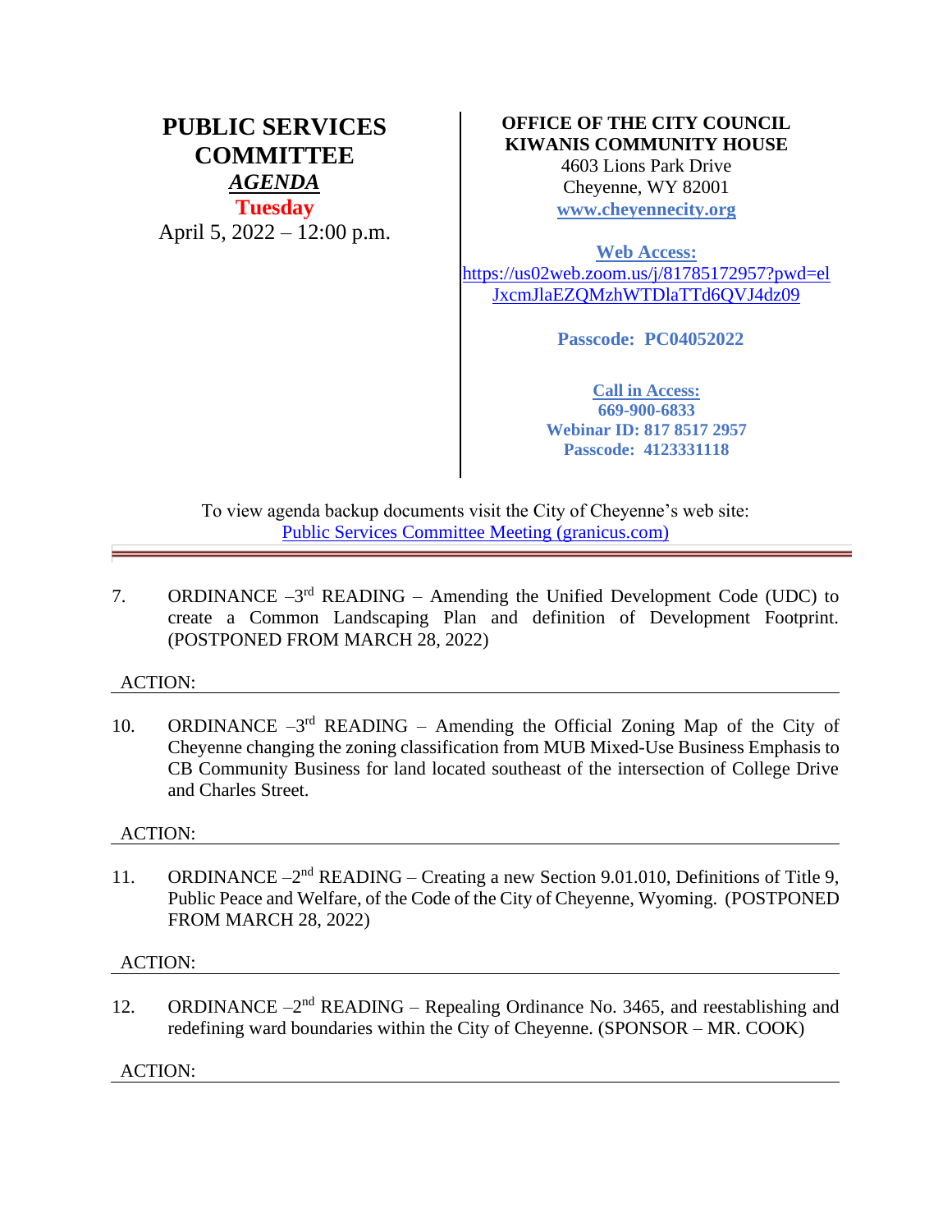# PUBLIC SERVICES COMMITTEE

## *AGENDA*

**Tuesday**

April 5, 2022 – 12:00 p.m.

**OFFICE OF THE CITY COUNCIL**
**KIWANIS COMMUNITY HOUSE**
4603 Lions Park Drive
Cheyenne, WY 82001
**www.cheyennecity.org**

**Web Access:**
https://us02web.zoom.us/j/81785172957?pwd=elJxcmJlaEZQMzhWTDlaTTd6QVJ4dz09

**Passcode: PC04052022**

**Call in Access:**
**669-900-6833**
**Webinar ID: 817 8517 2957**
**Passcode: 4123331118**

To view agenda backup documents visit the City of Cheyenne's web site:
Public Services Committee Meeting (granicus.com)

---

7. ORDINANCE –3rd READING – Amending the Unified Development Code (UDC) to create a Common Landscaping Plan and definition of Development Footprint. (POSTPONED FROM MARCH 28, 2022)

ACTION:

10. ORDINANCE –3rd READING – Amending the Official Zoning Map of the City of Cheyenne changing the zoning classification from MUB Mixed-Use Business Emphasis to CB Community Business for land located southeast of the intersection of College Drive and Charles Street.

ACTION:

11. ORDINANCE –2nd READING – Creating a new Section 9.01.010, Definitions of Title 9, Public Peace and Welfare, of the Code of the City of Cheyenne, Wyoming. (POSTPONED FROM MARCH 28, 2022)

ACTION:

12. ORDINANCE –2nd READING – Repealing Ordinance No. 3465, and reestablishing and redefining ward boundaries within the City of Cheyenne. (SPONSOR – MR. COOK)

ACTION: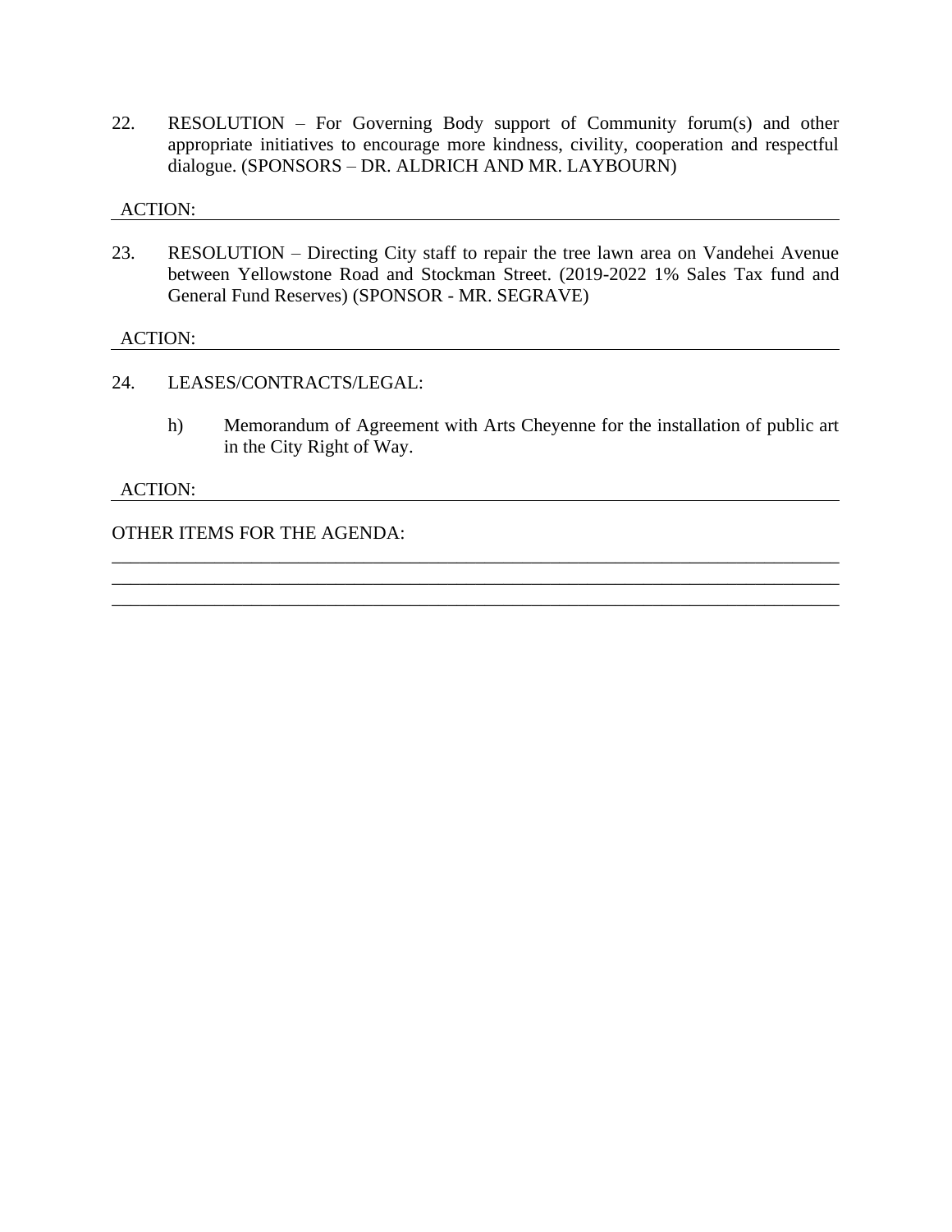22. RESOLUTION – For Governing Body support of Community forum(s) and other appropriate initiatives to encourage more kindness, civility, cooperation and respectful dialogue. (SPONSORS – DR. ALDRICH AND MR. LAYBOURN)

ACTION: ________________________________________________________________

23. RESOLUTION – Directing City staff to repair the tree lawn area on Vandehei Avenue between Yellowstone Road and Stockman Street. (2019-2022 1% Sales Tax fund and General Fund Reserves) (SPONSOR - MR. SEGRAVE)

ACTION: ________________________________________________________________

24. LEASES/CONTRACTS/LEGAL:

    h) Memorandum of Agreement with Arts Cheyenne for the installation of public art in the City Right of Way.

ACTION: ________________________________________________________________

OTHER ITEMS FOR THE AGENDA:

________________________________________________________________________

________________________________________________________________________

________________________________________________________________________